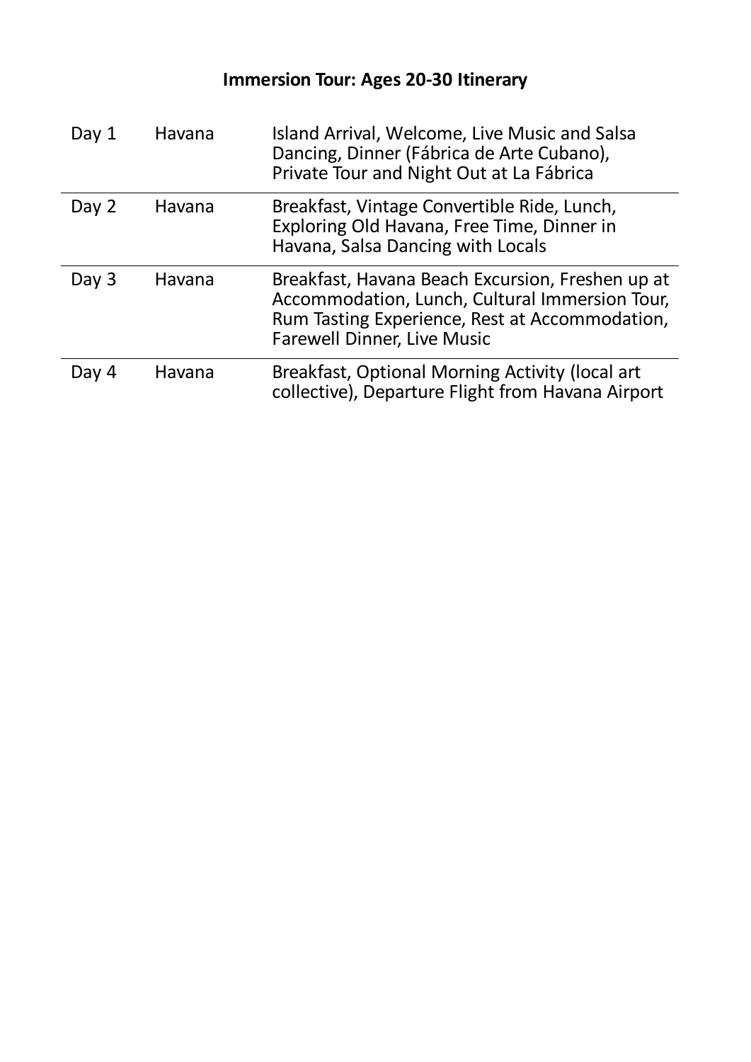# Immersion Tour: Ages 20-30 Itinerary

| | | |
|---|---|---|
| Day 1 | Havana | Island Arrival, Welcome, Live Music and Salsa Dancing, Dinner (Fábrica de Arte Cubano), Private Tour and Night Out at La Fábrica |
| Day 2 | Havana | Breakfast, Vintage Convertible Ride, Lunch, Exploring Old Havana, Free Time, Dinner in Havana, Salsa Dancing with Locals |
| Day 3 | Havana | Breakfast, Havana Beach Excursion, Freshen up at Accommodation, Lunch, Cultural Immersion Tour, Rum Tasting Experience, Rest at Accommodation, Farewell Dinner, Live Music |
| Day 4 | Havana | Breakfast, Optional Morning Activity (local art collective), Departure Flight from Havana Airport |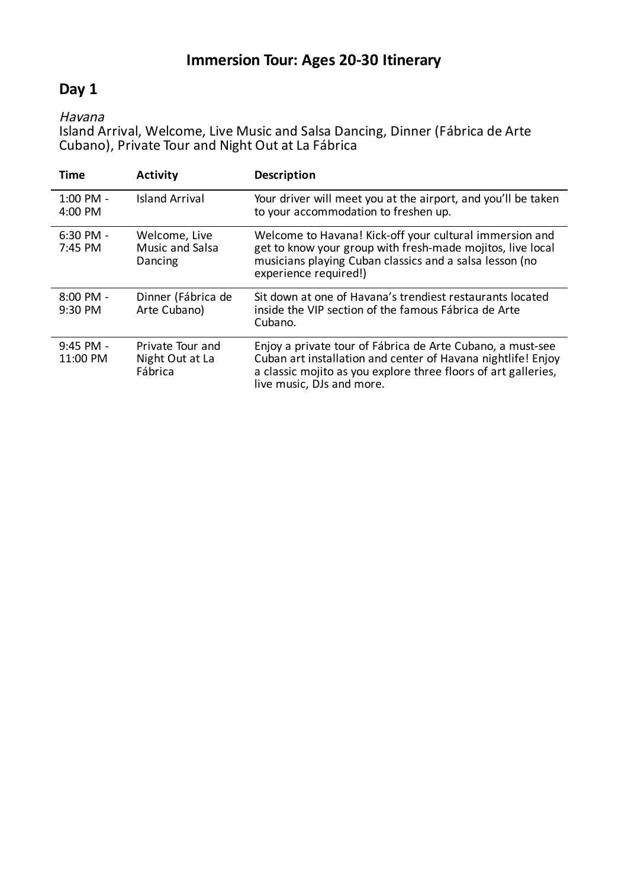# Immersion Tour: Ages 20-30 Itinerary

## Day 1

*Havana*

Island Arrival, Welcome, Live Music and Salsa Dancing, Dinner (Fábrica de Arte Cubano), Private Tour and Night Out at La Fábrica

| Time | Activity | Description |
|---|---|---|
| 1:00 PM - 4:00 PM | Island Arrival | Your driver will meet you at the airport, and you'll be taken to your accommodation to freshen up. |
| 6:30 PM - 7:45 PM | Welcome, Live Music and Salsa Dancing | Welcome to Havana! Kick-off your cultural immersion and get to know your group with fresh-made mojitos, live local musicians playing Cuban classics and a salsa lesson (no experience required!) |
| 8:00 PM - 9:30 PM | Dinner (Fábrica de Arte Cubano) | Sit down at one of Havana's trendiest restaurants located inside the VIP section of the famous Fábrica de Arte Cubano. |
| 9:45 PM - 11:00 PM | Private Tour and Night Out at La Fábrica | Enjoy a private tour of Fábrica de Arte Cubano, a must-see Cuban art installation and center of Havana nightlife! Enjoy a classic mojito as you explore three floors of art galleries, live music, DJs and more. |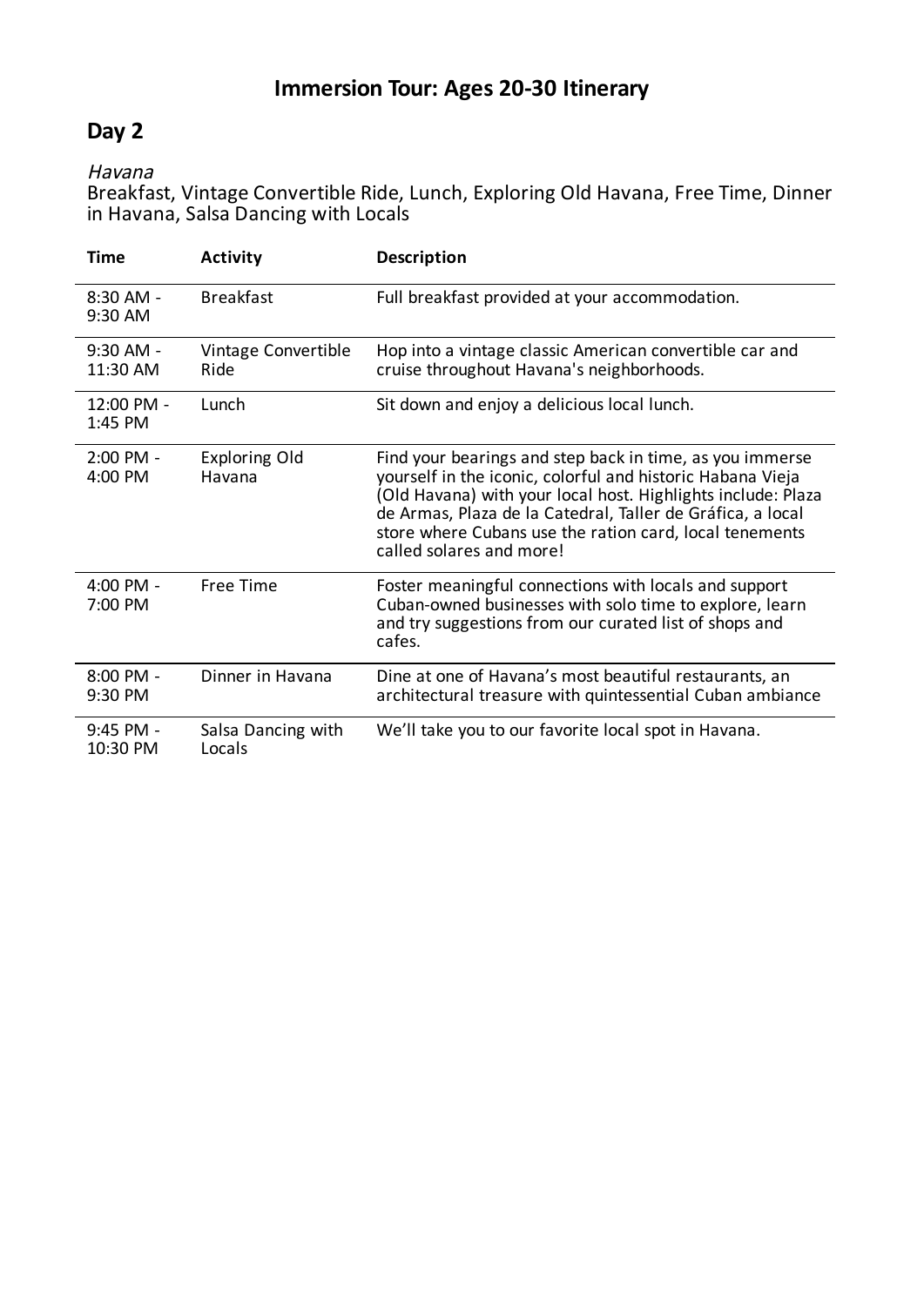# Immersion Tour: Ages 20-30 Itinerary

## Day 2

*Havana*

Breakfast, Vintage Convertible Ride, Lunch, Exploring Old Havana, Free Time, Dinner in Havana, Salsa Dancing with Locals

| Time | Activity | Description |
|---|---|---|
| 8:30 AM - 9:30 AM | Breakfast | Full breakfast provided at your accommodation. |
| 9:30 AM - 11:30 AM | Vintage Convertible Ride | Hop into a vintage classic American convertible car and cruise throughout Havana's neighborhoods. |
| 12:00 PM - 1:45 PM | Lunch | Sit down and enjoy a delicious local lunch. |
| 2:00 PM - 4:00 PM | Exploring Old Havana | Find your bearings and step back in time, as you immerse yourself in the iconic, colorful and historic Habana Vieja (Old Havana) with your local host. Highlights include: Plaza de Armas, Plaza de la Catedral, Taller de Gráfica, a local store where Cubans use the ration card, local tenements called solares and more! |
| 4:00 PM - 7:00 PM | Free Time | Foster meaningful connections with locals and support Cuban-owned businesses with solo time to explore, learn and try suggestions from our curated list of shops and cafes. |
| 8:00 PM - 9:30 PM | Dinner in Havana | Dine at one of Havana's most beautiful restaurants, an architectural treasure with quintessential Cuban ambiance |
| 9:45 PM - 10:30 PM | Salsa Dancing with Locals | We'll take you to our favorite local spot in Havana. |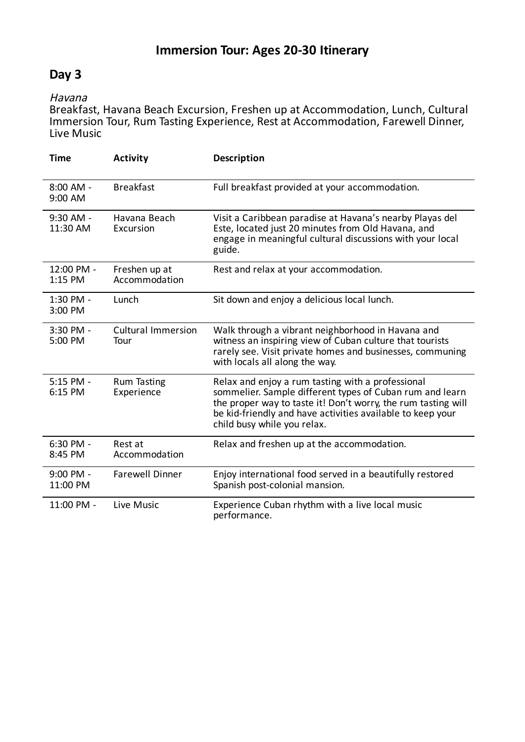# Immersion Tour: Ages 20-30 Itinerary

## Day 3

*Havana*
Breakfast, Havana Beach Excursion, Freshen up at Accommodation, Lunch, Cultural Immersion Tour, Rum Tasting Experience, Rest at Accommodation, Farewell Dinner, Live Music

| Time | Activity | Description |
|---|---|---|
| 8:00 AM - 9:00 AM | Breakfast | Full breakfast provided at your accommodation. |
| 9:30 AM - 11:30 AM | Havana Beach Excursion | Visit a Caribbean paradise at Havana's nearby Playas del Este, located just 20 minutes from Old Havana, and engage in meaningful cultural discussions with your local guide. |
| 12:00 PM - 1:15 PM | Freshen up at Accommodation | Rest and relax at your accommodation. |
| 1:30 PM - 3:00 PM | Lunch | Sit down and enjoy a delicious local lunch. |
| 3:30 PM - 5:00 PM | Cultural Immersion Tour | Walk through a vibrant neighborhood in Havana and witness an inspiring view of Cuban culture that tourists rarely see. Visit private homes and businesses, communing with locals all along the way. |
| 5:15 PM - 6:15 PM | Rum Tasting Experience | Relax and enjoy a rum tasting with a professional sommelier. Sample different types of Cuban rum and learn the proper way to taste it! Don't worry, the rum tasting will be kid-friendly and have activities available to keep your child busy while you relax. |
| 6:30 PM - 8:45 PM | Rest at Accommodation | Relax and freshen up at the accommodation. |
| 9:00 PM - 11:00 PM | Farewell Dinner | Enjoy international food served in a beautifully restored Spanish post-colonial mansion. |
| 11:00 PM - | Live Music | Experience Cuban rhythm with a live local music performance. |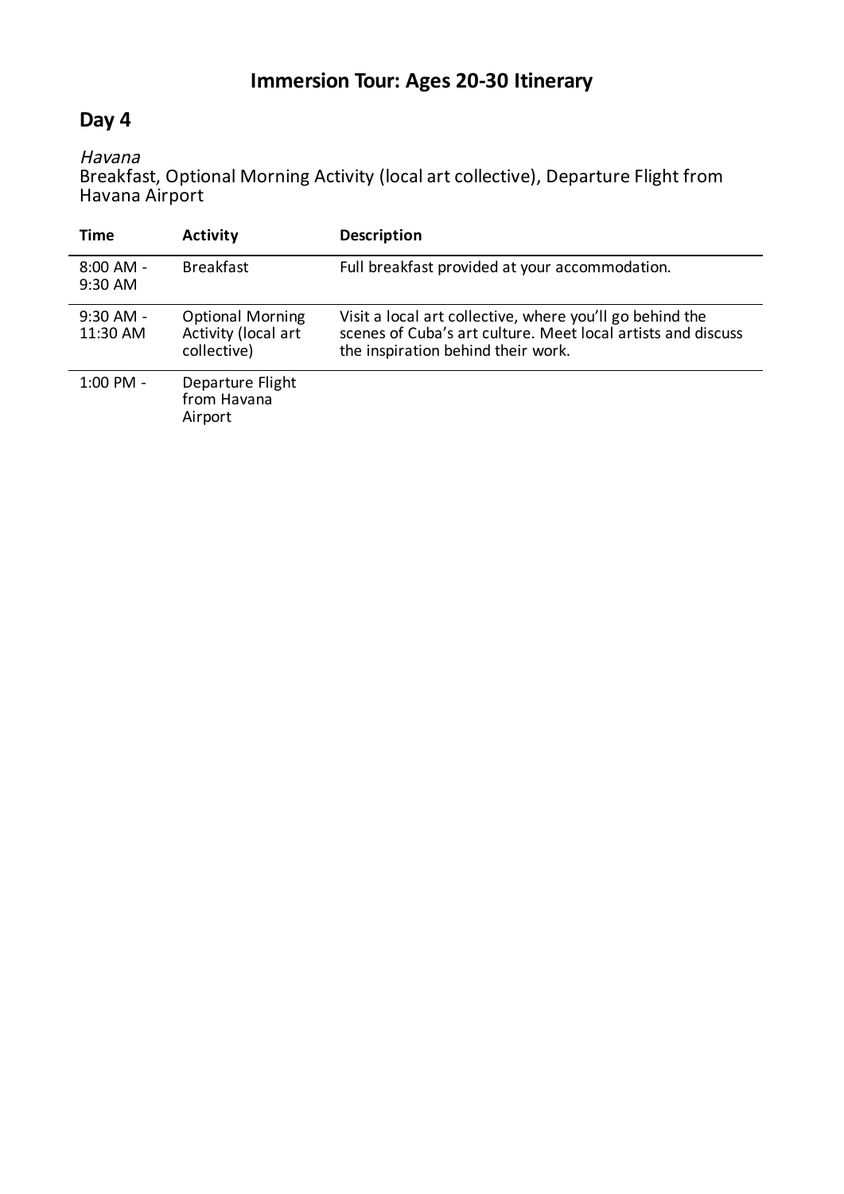# Immersion Tour: Ages 20-30 Itinerary

## Day 4

*Havana*

Breakfast, Optional Morning Activity (local art collective), Departure Flight from Havana Airport

| Time | Activity | Description |
| --- | --- | --- |
| 8:00 AM - 9:30 AM | Breakfast | Full breakfast provided at your accommodation. |
| 9:30 AM - 11:30 AM | Optional Morning Activity (local art collective) | Visit a local art collective, where you'll go behind the scenes of Cuba's art culture. Meet local artists and discuss the inspiration behind their work. |
| 1:00 PM - | Departure Flight from Havana Airport | |